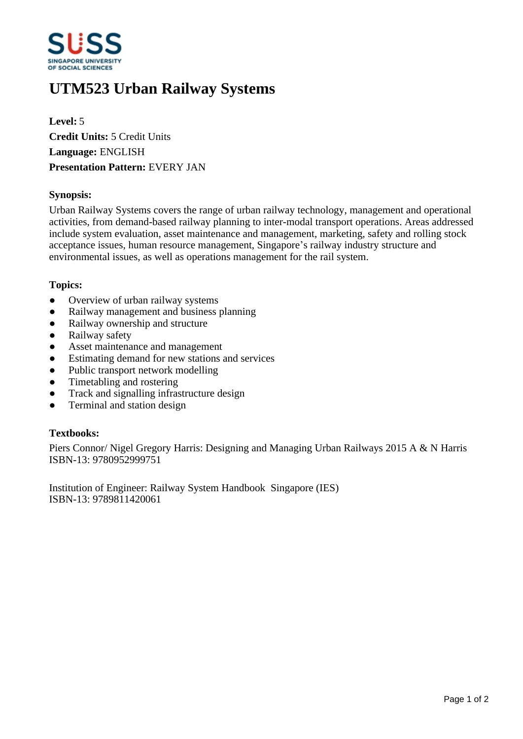# UTM523 Urban Railway Systems

**Level:** 5
**Credit Units:** 5 Credit Units
**Language:** ENGLISH
**Presentation Pattern:** EVERY JAN

### Synopsis:

Urban Railway Systems covers the range of urban railway technology, management and operational activities, from demand-based railway planning to inter-modal transport operations. Areas addressed include system evaluation, asset maintenance and management, marketing, safety and rolling stock acceptance issues, human resource management, Singapore's railway industry structure and environmental issues, as well as operations management for the rail system.

### Topics:

- Overview of urban railway systems
- Railway management and business planning
- Railway ownership and structure
- Railway safety
- Asset maintenance and management
- Estimating demand for new stations and services
- Public transport network modelling
- Timetabling and rostering
- Track and signalling infrastructure design
- Terminal and station design

### Textbooks:

Piers Connor/ Nigel Gregory Harris: Designing and Managing Urban Railways 2015 A & N Harris
ISBN-13: 9780952999751

Institution of Engineer: Railway System Handbook Singapore (IES)
ISBN-13: 9789811420061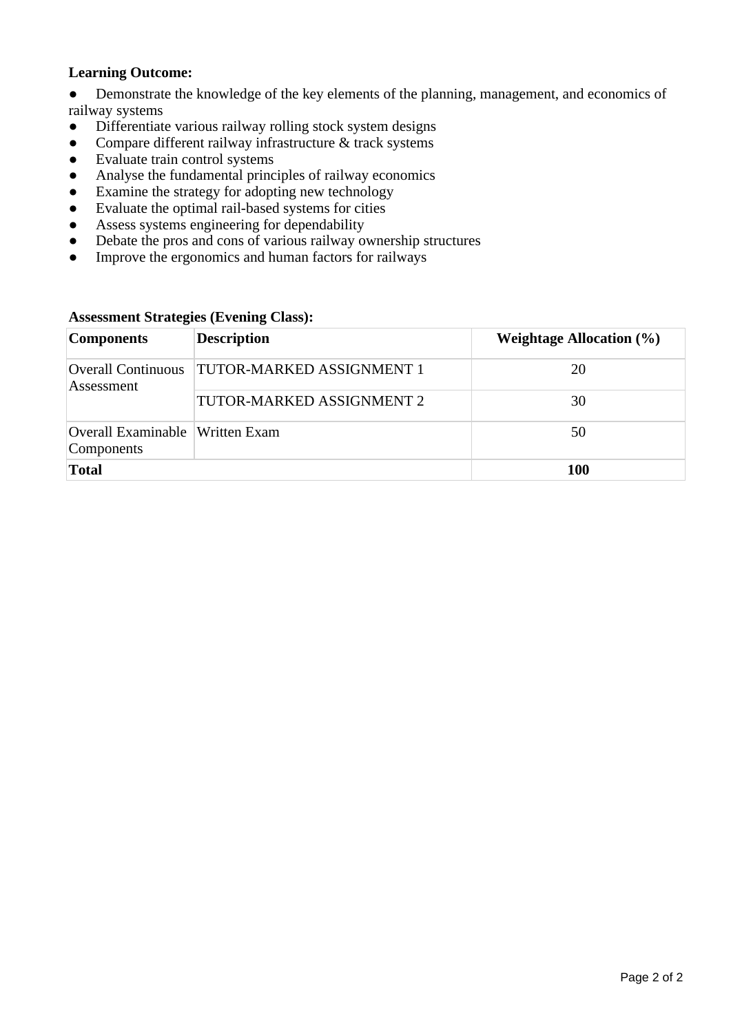**Learning Outcome:**

- Demonstrate the knowledge of the key elements of the planning, management, and economics of railway systems
- Differentiate various railway rolling stock system designs
- Compare different railway infrastructure & track systems
- Evaluate train control systems
- Analyse the fundamental principles of railway economics
- Examine the strategy for adopting new technology
- Evaluate the optimal rail-based systems for cities
- Assess systems engineering for dependability
- Debate the pros and cons of various railway ownership structures
- Improve the ergonomics and human factors for railways

**Assessment Strategies (Evening Class):**

| **Components** | **Description** | **Weightage Allocation (%)** |
|---|---|---|
| Overall Continuous Assessment | TUTOR-MARKED ASSIGNMENT 1 | 20 |
| | TUTOR-MARKED ASSIGNMENT 2 | 30 |
| Overall Examinable Components | Written Exam | 50 |
| **Total** | | **100** |